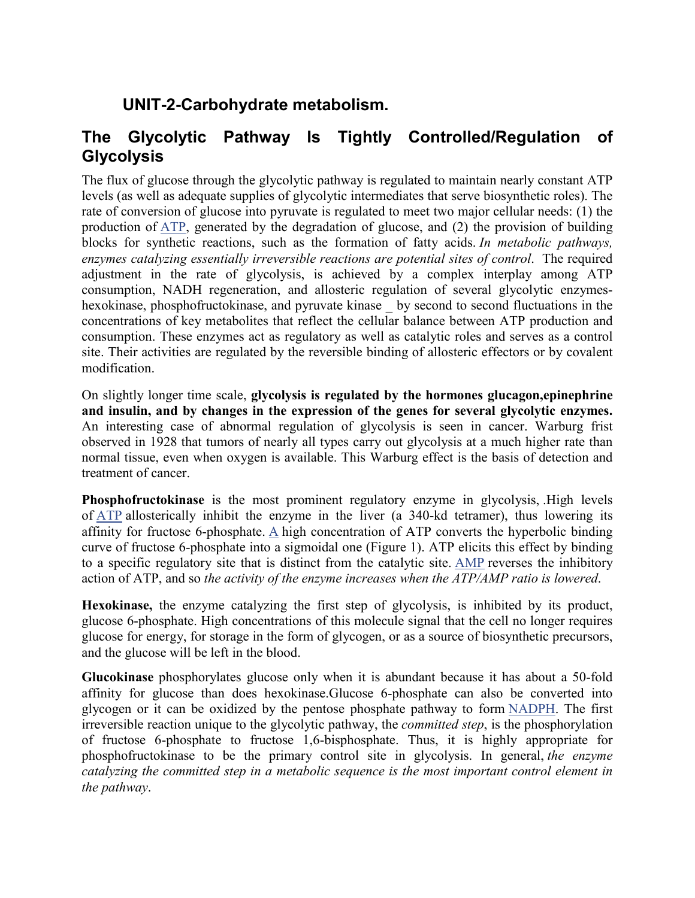## UNIT-2-Carbohydrate metabolism.

# The Glycolytic Pathway Is Tightly Controlled/Regulation of Glycolysis

The flux of glucose through the glycolytic pathway is regulated to maintain nearly constant ATP levels (as well as adequate supplies of glycolytic intermediates that serve biosynthetic roles). The rate of conversion of glucose into pyruvate is regulated to meet two major cellular needs: (1) the production of ATP, generated by the degradation of glucose, and (2) the provision of building blocks for synthetic reactions, such as the formation of fatty acids. *In metabolic pathways, enzymes catalyzing essentially irreversible reactions are potential sites of control*. The required adjustment in the rate of glycolysis, is achieved by a complex interplay among ATP consumption, NADH regeneration, and allosteric regulation of several glycolytic enzymes-hexokinase, phosphofructokinase, and pyruvate kinase _ by second to second fluctuations in the concentrations of key metabolites that reflect the cellular balance between ATP production and consumption. These enzymes act as regulatory as well as catalytic roles and serves as a control site. Their activities are regulated by the reversible binding of allosteric effectors or by covalent modification.

On slightly longer time scale, **glycolysis is regulated by the hormones glucagon,epinephrine and insulin, and by changes in the expression of the genes for several glycolytic enzymes.** An interesting case of abnormal regulation of glycolysis is seen in cancer. Warburg frist observed in 1928 that tumors of nearly all types carry out glycolysis at a much higher rate than normal tissue, even when oxygen is available. This Warburg effect is the basis of detection and treatment of cancer.

**Phosphofructokinase** is the most prominent regulatory enzyme in glycolysis, .High levels of ATP allosterically inhibit the enzyme in the liver (a 340-kd tetramer), thus lowering its affinity for fructose 6-phosphate. A high concentration of ATP converts the hyperbolic binding curve of fructose 6-phosphate into a sigmoidal one (Figure 1). ATP elicits this effect by binding to a specific regulatory site that is distinct from the catalytic site. AMP reverses the inhibitory action of ATP, and so *the activity of the enzyme increases when the ATP/AMP ratio is lowered*.

**Hexokinase,** the enzyme catalyzing the first step of glycolysis, is inhibited by its product, glucose 6-phosphate. High concentrations of this molecule signal that the cell no longer requires glucose for energy, for storage in the form of glycogen, or as a source of biosynthetic precursors, and the glucose will be left in the blood.

**Glucokinase** phosphorylates glucose only when it is abundant because it has about a 50-fold affinity for glucose than does hexokinase.Glucose 6-phosphate can also be converted into glycogen or it can be oxidized by the pentose phosphate pathway to form NADPH. The first irreversible reaction unique to the glycolytic pathway, the *committed step*, is the phosphorylation of fructose 6-phosphate to fructose 1,6-bisphosphate. Thus, it is highly appropriate for phosphofructokinase to be the primary control site in glycolysis. In general, *the enzyme catalyzing the committed step in a metabolic sequence is the most important control element in the pathway*.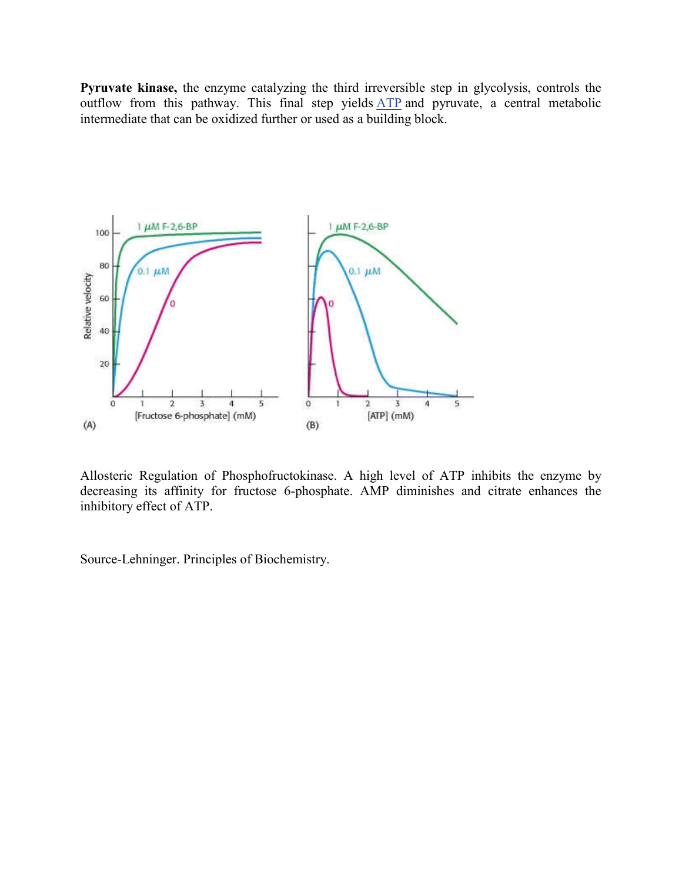**Pyruvate kinase,** the enzyme catalyzing the third irreversible step in glycolysis, controls the outflow from this pathway. This final step yields ATP and pyruvate, a central metabolic intermediate that can be oxidized further or used as a building block.

(A)

Relative velocity

100
80
60
40
20

0 1 2 3 4 5

[Fructose 6-phosphate] (mM)

1 μM F-2,6-BP

0.1 μM

0

(B)

0 1 2 3 4 5

[ATP] (mM)

1 μM F-2,6-BP

0.1 μM

0

Allosteric Regulation of Phosphofructokinase. A high level of ATP inhibits the enzyme by decreasing its affinity for fructose 6-phosphate. AMP diminishes and citrate enhances the inhibitory effect of ATP.

Source-Lehninger. Principles of Biochemistry.